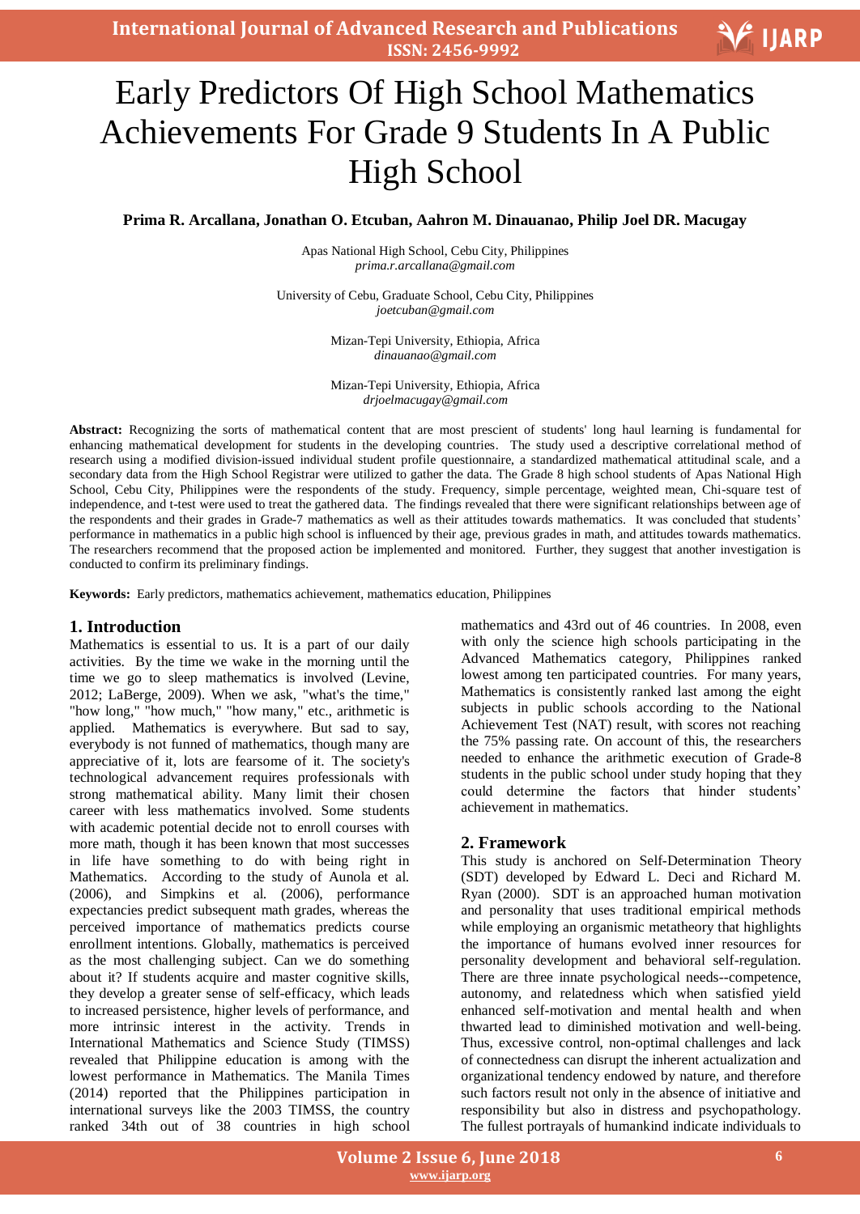# Early Predictors Of High School Mathematics Achievements For Grade 9 Students In A Public High School

**Prima R. Arcallana, Jonathan O. Etcuban, Aahron M. Dinauanao, Philip Joel DR. Macugay**

Apas National High School, Cebu City, Philippines
*prima.r.arcallana@gmail.com*

University of Cebu, Graduate School, Cebu City, Philippines
*joetcuban@gmail.com*

Mizan-Tepi University, Ethiopia, Africa
*dinauanao@gmail.com*

Mizan-Tepi University, Ethiopia, Africa
*drjoelmacugay@gmail.com*

**Abstract:** Recognizing the sorts of mathematical content that are most prescient of students' long haul learning is fundamental for enhancing mathematical development for students in the developing countries. The study used a descriptive correlational method of research using a modified division-issued individual student profile questionnaire, a standardized mathematical attitudinal scale, and a secondary data from the High School Registrar were utilized to gather the data. The Grade 8 high school students of Apas National High School, Cebu City, Philippines were the respondents of the study. Frequency, simple percentage, weighted mean, Chi-square test of independence, and t-test were used to treat the gathered data. The findings revealed that there were significant relationships between age of the respondents and their grades in Grade-7 mathematics as well as their attitudes towards mathematics. It was concluded that students' performance in mathematics in a public high school is influenced by their age, previous grades in math, and attitudes towards mathematics. The researchers recommend that the proposed action be implemented and monitored. Further, they suggest that another investigation is conducted to confirm its preliminary findings.

**Keywords:** Early predictors, mathematics achievement, mathematics education, Philippines

## 1. Introduction

Mathematics is essential to us. It is a part of our daily activities. By the time we wake in the morning until the time we go to sleep mathematics is involved (Levine, 2012; LaBerge, 2009). When we ask, "what's the time," "how long," "how much," "how many," etc., arithmetic is applied. Mathematics is everywhere. But sad to say, everybody is not funned of mathematics, though many are appreciative of it, lots are fearsome of it. The society's technological advancement requires professionals with strong mathematical ability. Many limit their chosen career with less mathematics involved. Some students with academic potential decide not to enroll courses with more math, though it has been known that most successes in life have something to do with being right in Mathematics. According to the study of Aunola et al. (2006), and Simpkins et al. (2006), performance expectancies predict subsequent math grades, whereas the perceived importance of mathematics predicts course enrollment intentions. Globally, mathematics is perceived as the most challenging subject. Can we do something about it? If students acquire and master cognitive skills, they develop a greater sense of self-efficacy, which leads to increased persistence, higher levels of performance, and more intrinsic interest in the activity. Trends in International Mathematics and Science Study (TIMSS) revealed that Philippine education is among with the lowest performance in Mathematics. The Manila Times (2014) reported that the Philippines participation in international surveys like the 2003 TIMSS, the country ranked 34th out of 38 countries in high school mathematics and 43rd out of 46 countries. In 2008, even with only the science high schools participating in the Advanced Mathematics category, Philippines ranked lowest among ten participated countries. For many years, Mathematics is consistently ranked last among the eight subjects in public schools according to the National Achievement Test (NAT) result, with scores not reaching the 75% passing rate. On account of this, the researchers needed to enhance the arithmetic execution of Grade-8 students in the public school under study hoping that they could determine the factors that hinder students' achievement in mathematics.

## 2. Framework

This study is anchored on Self-Determination Theory (SDT) developed by Edward L. Deci and Richard M. Ryan (2000). SDT is an approached human motivation and personality that uses traditional empirical methods while employing an organismic metatheory that highlights the importance of humans evolved inner resources for personality development and behavioral self-regulation. There are three innate psychological needs--competence, autonomy, and relatedness which when satisfied yield enhanced self-motivation and mental health and when thwarted lead to diminished motivation and well-being. Thus, excessive control, non-optimal challenges and lack of connectedness can disrupt the inherent actualization and organizational tendency endowed by nature, and therefore such factors result not only in the absence of initiative and responsibility but also in distress and psychopathology. The fullest portrayals of humankind indicate individuals to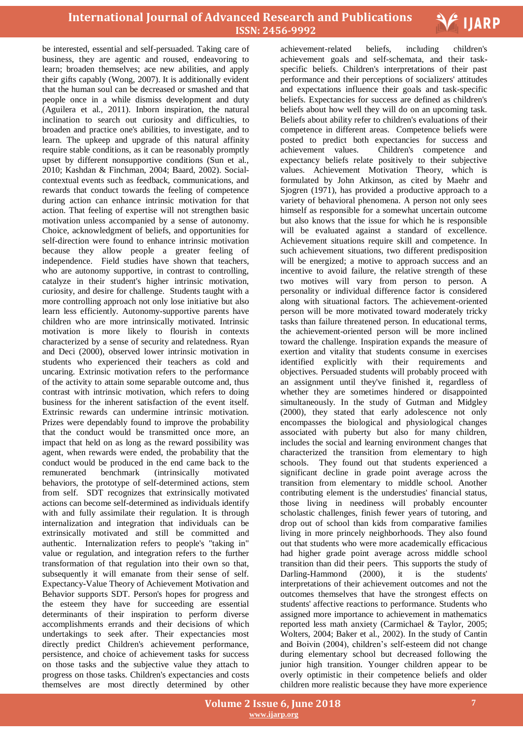be interested, essential and self-persuaded. Taking care of business, they are agentic and roused, endeavoring to learn; broaden themselves; ace new abilities, and apply their gifts capably (Wong, 2007). It is additionally evident that the human soul can be decreased or smashed and that people once in a while dismiss development and duty (Aguilera et al., 2011). Inborn inspiration, the natural inclination to search out curiosity and difficulties, to broaden and practice one's abilities, to investigate, and to learn. The upkeep and upgrade of this natural affinity require stable conditions, as it can be reasonably promptly upset by different nonsupportive conditions (Sun et al., 2010; Kashdan & Finchman, 2004; Baard, 2002). Social-contextual events such as feedback, communications, and rewards that conduct towards the feeling of competence during action can enhance intrinsic motivation for that action. That feeling of expertise will not strengthen basic motivation unless accompanied by a sense of autonomy. Choice, acknowledgment of beliefs, and opportunities for self-direction were found to enhance intrinsic motivation because they allow people a greater feeling of independence. Field studies have shown that teachers, who are autonomy supportive, in contrast to controlling, catalyze in their student's higher intrinsic motivation, curiosity, and desire for challenge. Students taught with a more controlling approach not only lose initiative but also learn less efficiently. Autonomy-supportive parents have children who are more intrinsically motivated. Intrinsic motivation is more likely to flourish in contexts characterized by a sense of security and relatedness. Ryan and Deci (2000), observed lower intrinsic motivation in students who experienced their teachers as cold and uncaring. Extrinsic motivation refers to the performance of the activity to attain some separable outcome and, thus contrast with intrinsic motivation, which refers to doing business for the inherent satisfaction of the event itself. Extrinsic rewards can undermine intrinsic motivation. Prizes were dependably found to improve the probability that the conduct would be transmitted once more, an impact that held on as long as the reward possibility was agent, when rewards were ended, the probability that the conduct would be produced in the end came back to the remunerated benchmark (intrinsically motivated behaviors, the prototype of self-determined actions, stem from self. SDT recognizes that extrinsically motivated actions can become self-determined as individuals identify with and fully assimilate their regulation. It is through internalization and integration that individuals can be extrinsically motivated and still be committed and authentic. Internalization refers to people's "taking in" value or regulation, and integration refers to the further transformation of that regulation into their own so that, subsequently it will emanate from their sense of self. Expectancy-Value Theory of Achievement Motivation and Behavior supports SDT. Personas hopes for progress and the esteem they have for succeeding are essential determinants of their inspiration to perform diverse accomplishments errands and their decisions of which undertakings to seek after. Their expectancies most directly predict Children's achievement performance, persistence, and choice of achievement tasks for success on those tasks and the subjective value they attach to progress on those tasks. Children's expectancies and costs themselves are most directly determined by other achievement-related beliefs, including children's achievement goals and self-schemata, and their task-specific beliefs. Children's interpretations of their past performance and their perceptions of socializers' attitudes and expectations influence their goals and task-specific beliefs. Expectancies for success are defined as children's beliefs about how well they will do on an upcoming task. Beliefs about ability refer to children's evaluations of their competence in different areas. Competence beliefs were posted to predict both expectancies for success and achievement values. Children's competence and expectancy beliefs relate positively to their subjective values. Achievement Motivation Theory, which is formulated by John Atkinson, as cited by Maehr and Sjogren (1971), has provided a productive approach to a variety of behavioral phenomena. A person not only sees himself as responsible for a somewhat uncertain outcome but also knows that the issue for which he is responsible will be evaluated against a standard of excellence. Achievement situations require skill and competence. In such achievement situations, two different predisposition will be energized; a motive to approach success and an incentive to avoid failure, the relative strength of these two motives will vary from person to person. A personality or individual difference factor is considered along with situational factors. The achievement-oriented person will be more motivated toward moderately tricky tasks than failure threatened person. In educational terms, the achievement-oriented person will be more inclined toward the challenge. Inspiration expands the measure of exertion and vitality that students consume in exercises identified explicitly with their requirements and objectives. Persuaded students will probably proceed with an assignment until they've finished it, regardless of whether they are sometimes hindered or disappointed simultaneously. In the study of Gutman and Midgley (2000), they stated that early adolescence not only encompasses the biological and physiological changes associated with puberty but also for many children, includes the social and learning environment changes that characterized the transition from elementary to high schools. They found out that students experienced a significant decline in grade point average across the transition from elementary to middle school. Another contributing element is the understudies' financial status, those living in neediness will probably encounter scholastic challenges, finish fewer years of tutoring, and drop out of school than kids from comparative families living in more princely neighborhoods. They also found out that students who were more academically efficacious had higher grade point average across middle school transition than did their peers. This supports the study of Darling-Hammond (2000), it is the students' interpretations of their achievement outcomes and not the outcomes themselves that have the strongest effects on students' affective reactions to performance. Students who assigned more importance to achievement in mathematics reported less math anxiety (Carmichael & Taylor, 2005; Wolters, 2004; Baker et al., 2002). In the study of Cantin and Boivin (2004), children's self-esteem did not change during elementary school but decreased following the junior high transition. Younger children appear to be overly optimistic in their competence beliefs and older children more realistic because they have more experience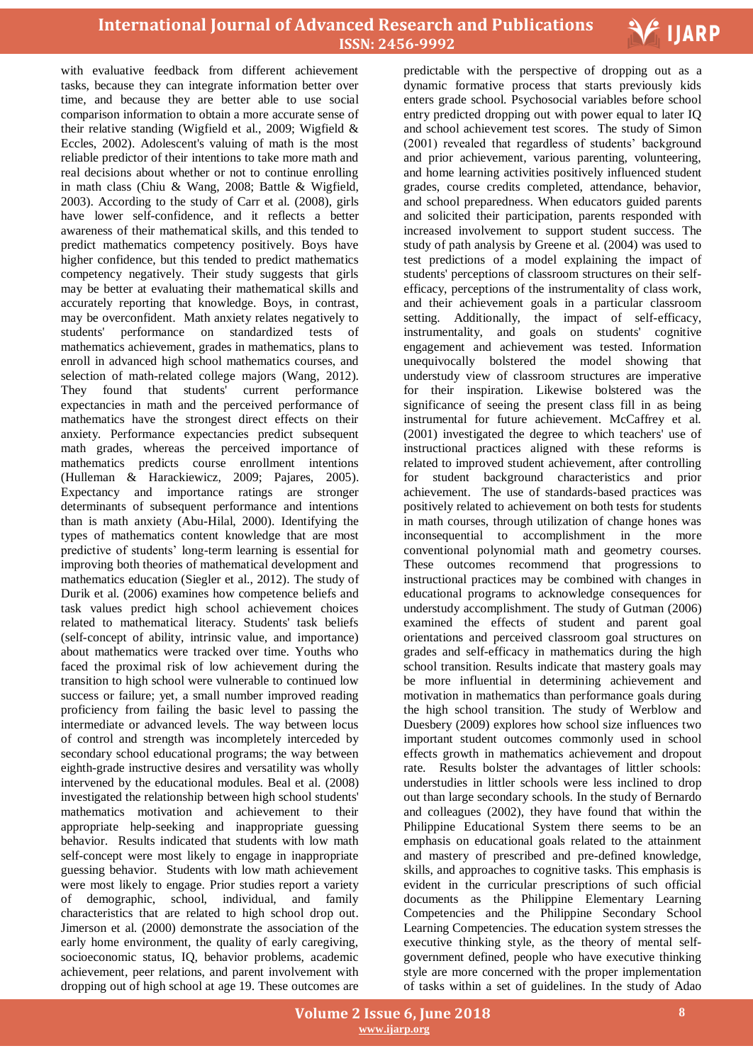with evaluative feedback from different achievement tasks, because they can integrate information better over time, and because they are better able to use social comparison information to obtain a more accurate sense of their relative standing (Wigfield et al., 2009; Wigfield & Eccles, 2002). Adolescent's valuing of math is the most reliable predictor of their intentions to take more math and real decisions about whether or not to continue enrolling in math class (Chiu & Wang, 2008; Battle & Wigfield, 2003). According to the study of Carr et al. (2008), girls have lower self-confidence, and it reflects a better awareness of their mathematical skills, and this tended to predict mathematics competency positively. Boys have higher confidence, but this tended to predict mathematics competency negatively. Their study suggests that girls may be better at evaluating their mathematical skills and accurately reporting that knowledge. Boys, in contrast, may be overconfident. Math anxiety relates negatively to students' performance on standardized tests of mathematics achievement, grades in mathematics, plans to enroll in advanced high school mathematics courses, and selection of math-related college majors (Wang, 2012). They found that students' current performance expectancies in math and the perceived performance of mathematics have the strongest direct effects on their anxiety. Performance expectancies predict subsequent math grades, whereas the perceived importance of mathematics predicts course enrollment intentions (Hulleman & Harackiewicz, 2009; Pajares, 2005). Expectancy and importance ratings are stronger determinants of subsequent performance and intentions than is math anxiety (Abu-Hilal, 2000). Identifying the types of mathematics content knowledge that are most predictive of students' long-term learning is essential for improving both theories of mathematical development and mathematics education (Siegler et al., 2012). The study of Durik et al. (2006) examines how competence beliefs and task values predict high school achievement choices related to mathematical literacy. Students' task beliefs (self-concept of ability, intrinsic value, and importance) about mathematics were tracked over time. Youths who faced the proximal risk of low achievement during the transition to high school were vulnerable to continued low success or failure; yet, a small number improved reading proficiency from failing the basic level to passing the intermediate or advanced levels. The way between locus of control and strength was incompletely interceded by secondary school educational programs; the way between eighth-grade instructive desires and versatility was wholly intervened by the educational modules. Beal et al. (2008) investigated the relationship between high school students' mathematics motivation and achievement to their appropriate help-seeking and inappropriate guessing behavior. Results indicated that students with low math self-concept were most likely to engage in inappropriate guessing behavior. Students with low math achievement were most likely to engage. Prior studies report a variety of demographic, school, individual, and family characteristics that are related to high school drop out. Jimerson et al. (2000) demonstrate the association of the early home environment, the quality of early caregiving, socioeconomic status, IQ, behavior problems, academic achievement, peer relations, and parent involvement with dropping out of high school at age 19. These outcomes are predictable with the perspective of dropping out as a dynamic formative process that starts previously kids enters grade school. Psychosocial variables before school entry predicted dropping out with power equal to later IQ and school achievement test scores. The study of Simon (2001) revealed that regardless of students' background and prior achievement, various parenting, volunteering, and home learning activities positively influenced student grades, course credits completed, attendance, behavior, and school preparedness. When educators guided parents and solicited their participation, parents responded with increased involvement to support student success. The study of path analysis by Greene et al. (2004) was used to test predictions of a model explaining the impact of students' perceptions of classroom structures on their self-efficacy, perceptions of the instrumentality of class work, and their achievement goals in a particular classroom setting. Additionally, the impact of self-efficacy, instrumentality, and goals on students' cognitive engagement and achievement was tested. Information unequivocally bolstered the model showing that understudy view of classroom structures are imperative for their inspiration. Likewise bolstered was the significance of seeing the present class fill in as being instrumental for future achievement. McCaffrey et al. (2001) investigated the degree to which teachers' use of instructional practices aligned with these reforms is related to improved student achievement, after controlling for student background characteristics and prior achievement. The use of standards-based practices was positively related to achievement on both tests for students in math courses, through utilization of change hones was inconsequential to accomplishment in the more conventional polynomial math and geometry courses. These outcomes recommend that progressions to instructional practices may be combined with changes in educational programs to acknowledge consequences for understudy accomplishment. The study of Gutman (2006) examined the effects of student and parent goal orientations and perceived classroom goal structures on grades and self-efficacy in mathematics during the high school transition. Results indicate that mastery goals may be more influential in determining achievement and motivation in mathematics than performance goals during the high school transition. The study of Werblow and Duesbery (2009) explores how school size influences two important student outcomes commonly used in school effects growth in mathematics achievement and dropout rate. Results bolster the advantages of littler schools: understudies in littler schools were less inclined to drop out than large secondary schools. In the study of Bernardo and colleagues (2002), they have found that within the Philippine Educational System there seems to be an emphasis on educational goals related to the attainment and mastery of prescribed and pre-defined knowledge, skills, and approaches to cognitive tasks. This emphasis is evident in the curricular prescriptions of such official documents as the Philippine Elementary Learning Competencies and the Philippine Secondary School Learning Competencies. The education system stresses the executive thinking style, as the theory of mental self-government defined, people who have executive thinking style are more concerned with the proper implementation of tasks within a set of guidelines. In the study of Adao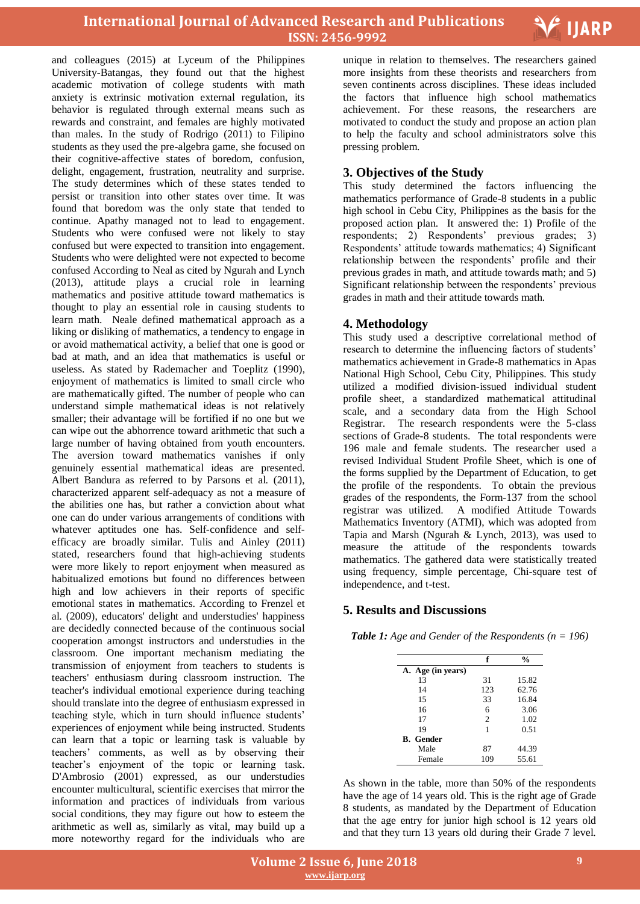and colleagues (2015) at Lyceum of the Philippines University-Batangas, they found out that the highest academic motivation of college students with math anxiety is extrinsic motivation external regulation, its behavior is regulated through external means such as rewards and constraint, and females are highly motivated than males. In the study of Rodrigo (2011) to Filipino students as they used the pre-algebra game, she focused on their cognitive-affective states of boredom, confusion, delight, engagement, frustration, neutrality and surprise. The study determines which of these states tended to persist or transition into other states over time. It was found that boredom was the only state that tended to continue. Apathy managed not to lead to engagement. Students who were confused were not likely to stay confused but were expected to transition into engagement. Students who were delighted were not expected to become confused According to Neal as cited by Ngurah and Lynch (2013), attitude plays a crucial role in learning mathematics and positive attitude toward mathematics is thought to play an essential role in causing students to learn math. Neale defined mathematical approach as a liking or disliking of mathematics, a tendency to engage in or avoid mathematical activity, a belief that one is good or bad at math, and an idea that mathematics is useful or useless. As stated by Rademacher and Toeplitz (1990), enjoyment of mathematics is limited to small circle who are mathematically gifted. The number of people who can understand simple mathematical ideas is not relatively smaller; their advantage will be fortified if no one but we can wipe out the abhorrence toward arithmetic that such a large number of having obtained from youth encounters. The aversion toward mathematics vanishes if only genuinely essential mathematical ideas are presented. Albert Bandura as referred to by Parsons et al. (2011), characterized apparent self-adequacy as not a measure of the abilities one has, but rather a conviction about what one can do under various arrangements of conditions with whatever aptitudes one has. Self-confidence and self-efficacy are broadly similar. Tulis and Ainley (2011) stated, researchers found that high-achieving students were more likely to report enjoyment when measured as habitualized emotions but found no differences between high and low achievers in their reports of specific emotional states in mathematics. According to Frenzel et al. (2009), educators' delight and understudies' happiness are decidedly connected because of the continuous social cooperation amongst instructors and understudies in the classroom. One important mechanism mediating the transmission of enjoyment from teachers to students is teachers' enthusiasm during classroom instruction. The teacher's individual emotional experience during teaching should translate into the degree of enthusiasm expressed in teaching style, which in turn should influence students' experiences of enjoyment while being instructed. Students can learn that a topic or learning task is valuable by teachers' comments, as well as by observing their teacher's enjoyment of the topic or learning task. D'Ambrosio (2001) expressed, as our understudies encounter multicultural, scientific exercises that mirror the information and practices of individuals from various social conditions, they may figure out how to esteem the arithmetic as well as, similarly as vital, may build up a more noteworthy regard for the individuals who are unique in relation to themselves. The researchers gained more insights from these theorists and researchers from seven continents across disciplines. These ideas included the factors that influence high school mathematics achievement. For these reasons, the researchers are motivated to conduct the study and propose an action plan to help the faculty and school administrators solve this pressing problem.

## 3. Objectives of the Study

This study determined the factors influencing the mathematics performance of Grade-8 students in a public high school in Cebu City, Philippines as the basis for the proposed action plan. It answered the: 1) Profile of the respondents; 2) Respondents' previous grades; 3) Respondents' attitude towards mathematics; 4) Significant relationship between the respondents' profile and their previous grades in math, and attitude towards math; and 5) Significant relationship between the respondents' previous grades in math and their attitude towards math.

## 4. Methodology

This study used a descriptive correlational method of research to determine the influencing factors of students' mathematics achievement in Grade-8 mathematics in Apas National High School, Cebu City, Philippines. This study utilized a modified division-issued individual student profile sheet, a standardized mathematical attitudinal scale, and a secondary data from the High School Registrar. The research respondents were the 5-class sections of Grade-8 students. The total respondents were 196 male and female students. The researcher used a revised Individual Student Profile Sheet, which is one of the forms supplied by the Department of Education, to get the profile of the respondents. To obtain the previous grades of the respondents, the Form-137 from the school registrar was utilized. A modified Attitude Towards Mathematics Inventory (ATMI), which was adopted from Tapia and Marsh (Ngurah & Lynch, 2013), was used to measure the attitude of the respondents towards mathematics. The gathered data were statistically treated using frequency, simple percentage, Chi-square test of independence, and t-test.

## 5. Results and Discussions

***Table 1:*** *Age and Gender of the Respondents (n = 196)*

| | f | % |
|---|---|---|
| **A. Age (in years)** | | |
| 13 | 31 | 15.82 |
| 14 | 123 | 62.76 |
| 15 | 33 | 16.84 |
| 16 | 6 | 3.06 |
| 17 | 2 | 1.02 |
| 19 | 1 | 0.51 |
| **B. Gender** | | |
| Male | 87 | 44.39 |
| Female | 109 | 55.61 |

As shown in the table, more than 50% of the respondents have the age of 14 years old. This is the right age of Grade 8 students, as mandated by the Department of Education that the age entry for junior high school is 12 years old and that they turn 13 years old during their Grade 7 level.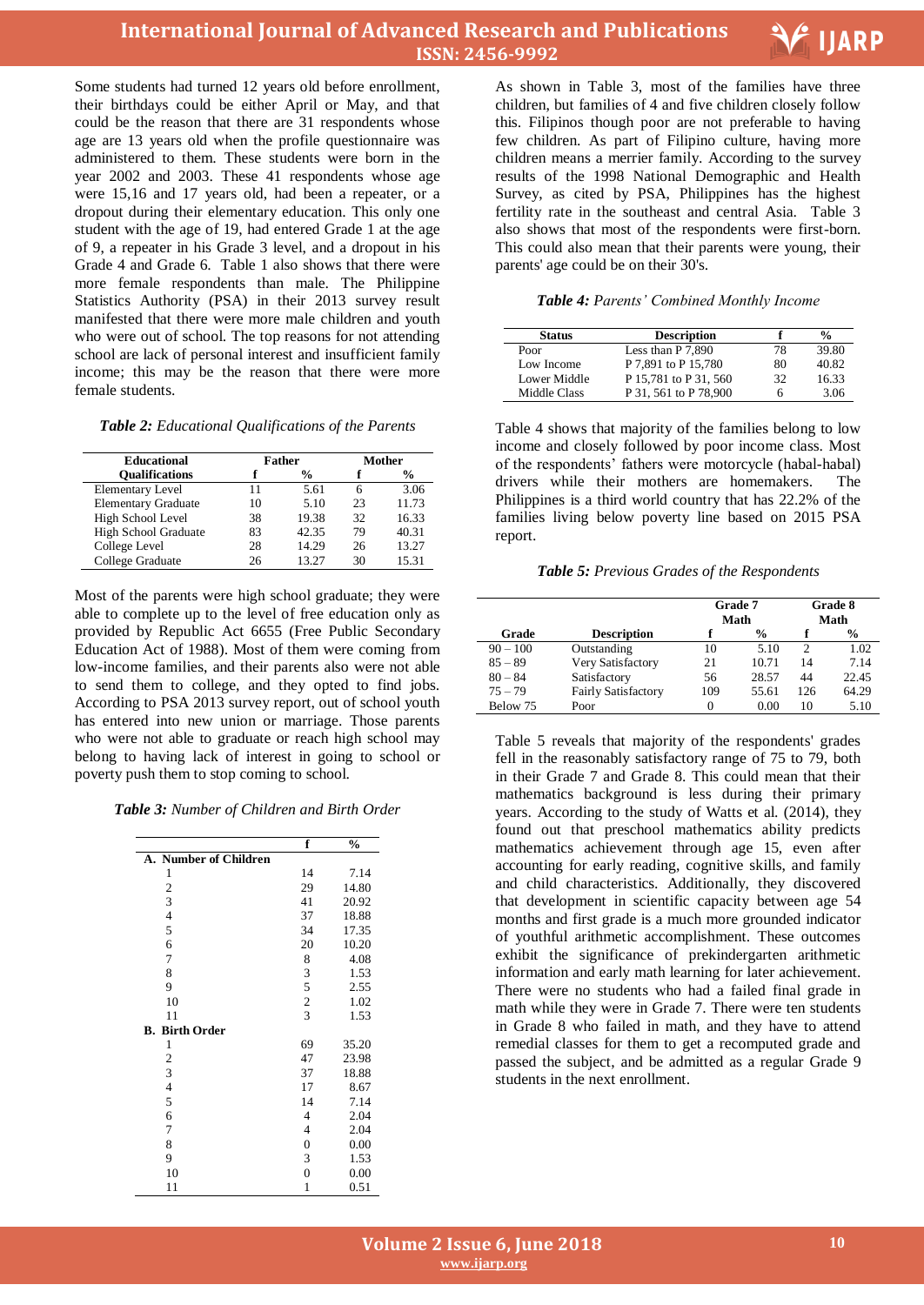Some students had turned 12 years old before enrollment, their birthdays could be either April or May, and that could be the reason that there are 31 respondents whose age are 13 years old when the profile questionnaire was administered to them. These students were born in the year 2002 and 2003. These 41 respondents whose age were 15,16 and 17 years old, had been a repeater, or a dropout during their elementary education. This only one student with the age of 19, had entered Grade 1 at the age of 9, a repeater in his Grade 3 level, and a dropout in his Grade 4 and Grade 6. Table 1 also shows that there were more female respondents than male. The Philippine Statistics Authority (PSA) in their 2013 survey result manifested that there were more male children and youth who were out of school. The top reasons for not attending school are lack of personal interest and insufficient family income; this may be the reason that there were more female students.

***Table 2:*** *Educational Qualifications of the Parents*

| Educational Qualifications | Father | | Mother | |
|---|---|---|---|---|
| | f | % | f | % |
| Elementary Level | 11 | 5.61 | 6 | 3.06 |
| Elementary Graduate | 10 | 5.10 | 23 | 11.73 |
| High School Level | 38 | 19.38 | 32 | 16.33 |
| High School Graduate | 83 | 42.35 | 79 | 40.31 |
| College Level | 28 | 14.29 | 26 | 13.27 |
| College Graduate | 26 | 13.27 | 30 | 15.31 |

Most of the parents were high school graduate; they were able to complete up to the level of free education only as provided by Republic Act 6655 (Free Public Secondary Education Act of 1988). Most of them were coming from low-income families, and their parents also were not able to send them to college, and they opted to find jobs. According to PSA 2013 survey report, out of school youth has entered into new union or marriage. Those parents who were not able to graduate or reach high school may belong to having lack of interest in going to school or poverty push them to stop coming to school.

***Table 3:*** *Number of Children and Birth Order*

| | f | % |
|---|---|---|
| **A. Number of Children** | | |
| 1 | 14 | 7.14 |
| 2 | 29 | 14.80 |
| 3 | 41 | 20.92 |
| 4 | 37 | 18.88 |
| 5 | 34 | 17.35 |
| 6 | 20 | 10.20 |
| 7 | 8 | 4.08 |
| 8 | 3 | 1.53 |
| 9 | 5 | 2.55 |
| 10 | 2 | 1.02 |
| 11 | 3 | 1.53 |
| **B. Birth Order** | | |
| 1 | 69 | 35.20 |
| 2 | 47 | 23.98 |
| 3 | 37 | 18.88 |
| 4 | 17 | 8.67 |
| 5 | 14 | 7.14 |
| 6 | 4 | 2.04 |
| 7 | 4 | 2.04 |
| 8 | 0 | 0.00 |
| 9 | 3 | 1.53 |
| 10 | 0 | 0.00 |
| 11 | 1 | 0.51 |

As shown in Table 3, most of the families have three children, but families of 4 and five children closely follow this. Filipinos though poor are not preferable to having few children. As part of Filipino culture, having more children means a merrier family. According to the survey results of the 1998 National Demographic and Health Survey, as cited by PSA, Philippines has the highest fertility rate in the southeast and central Asia. Table 3 also shows that most of the respondents were first-born. This could also mean that their parents were young, their parents' age could be on their 30's.

***Table 4:*** *Parents' Combined Monthly Income*

| Status | Description | f | % |
|---|---|---|---|
| Poor | Less than P 7,890 | 78 | 39.80 |
| Low Income | P 7,891 to P 15,780 | 80 | 40.82 |
| Lower Middle | P 15,781 to P 31, 560 | 32 | 16.33 |
| Middle Class | P 31, 561 to P 78,900 | 6 | 3.06 |

Table 4 shows that majority of the families belong to low income and closely followed by poor income class. Most of the respondents' fathers were motorcycle (habal-habal) drivers while their mothers are homemakers. The Philippines is a third world country that has 22.2% of the families living below poverty line based on 2015 PSA report.

***Table 5:*** *Previous Grades of the Respondents*

| Grade | Description | Grade 7 Math | | Grade 8 Math | |
|---|---|---|---|---|---|
| | | f | % | f | % |
| 90 – 100 | Outstanding | 10 | 5.10 | 2 | 1.02 |
| 85 – 89 | Very Satisfactory | 21 | 10.71 | 14 | 7.14 |
| 80 – 84 | Satisfactory | 56 | 28.57 | 44 | 22.45 |
| 75 – 79 | Fairly Satisfactory | 109 | 55.61 | 126 | 64.29 |
| Below 75 | Poor | 0 | 0.00 | 10 | 5.10 |

Table 5 reveals that majority of the respondents' grades fell in the reasonably satisfactory range of 75 to 79, both in their Grade 7 and Grade 8. This could mean that their mathematics background is less during their primary years. According to the study of Watts et al. (2014), they found out that preschool mathematics ability predicts mathematics achievement through age 15, even after accounting for early reading, cognitive skills, and family and child characteristics. Additionally, they discovered that development in scientific capacity between age 54 months and first grade is a much more grounded indicator of youthful arithmetic accomplishment. These outcomes exhibit the significance of prekindergarten arithmetic information and early math learning for later achievement. There were no students who had a failed final grade in math while they were in Grade 7. There were ten students in Grade 8 who failed in math, and they have to attend remedial classes for them to get a recomputed grade and passed the subject, and be admitted as a regular Grade 9 students in the next enrollment.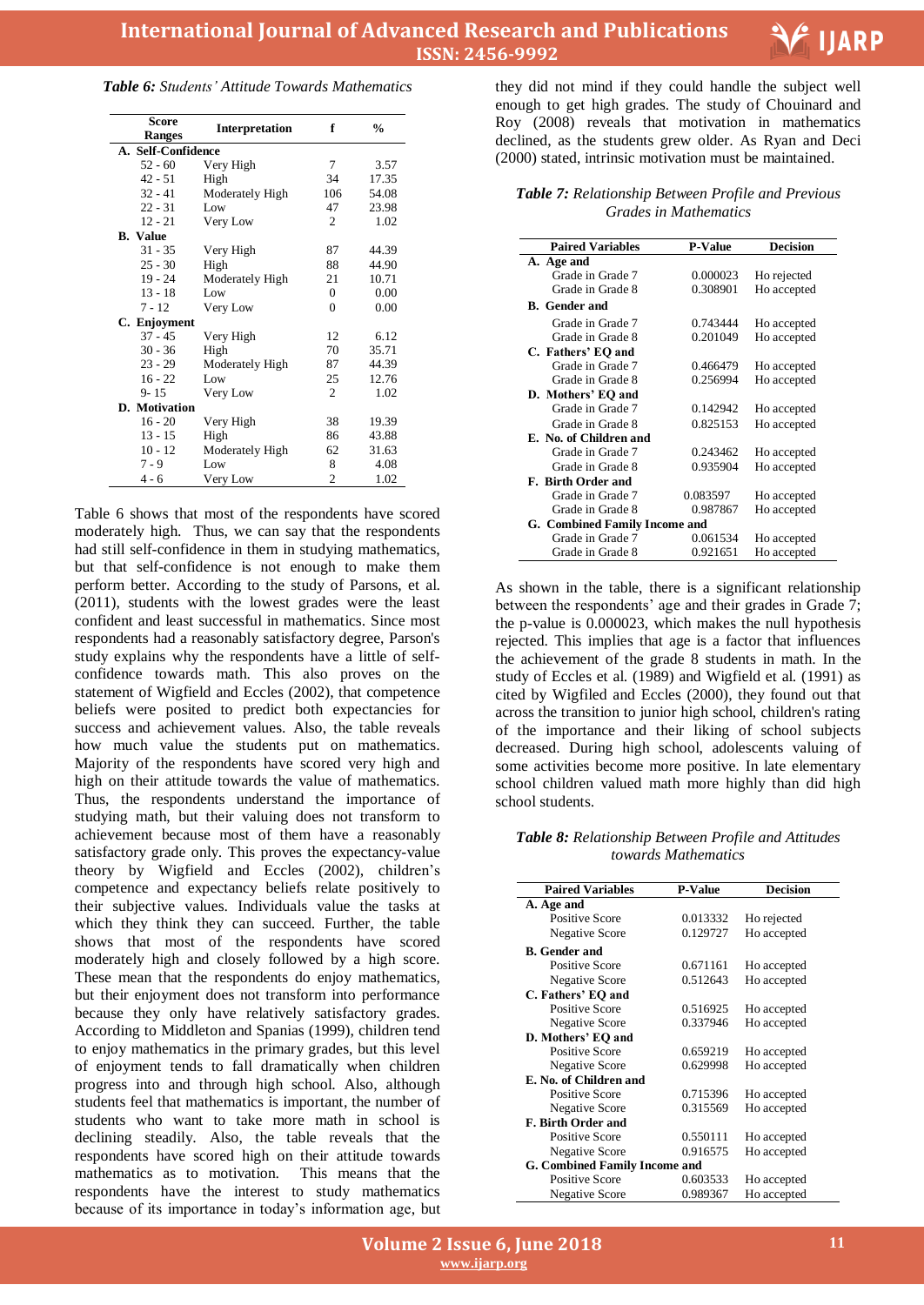***Table 6:** Students' Attitude Towards Mathematics*

| Score Ranges | Interpretation | f | % |
|---|---|---|---|
| **A. Self-Confidence** | | | |
| 52 - 60 | Very High | 7 | 3.57 |
| 42 - 51 | High | 34 | 17.35 |
| 32 - 41 | Moderately High | 106 | 54.08 |
| 22 - 31 | Low | 47 | 23.98 |
| 12 - 21 | Very Low | 2 | 1.02 |
| **B. Value** | | | |
| 31 - 35 | Very High | 87 | 44.39 |
| 25 - 30 | High | 88 | 44.90 |
| 19 - 24 | Moderately High | 21 | 10.71 |
| 13 - 18 | Low | 0 | 0.00 |
| 7 - 12 | Very Low | 0 | 0.00 |
| **C. Enjoyment** | | | |
| 37 - 45 | Very High | 12 | 6.12 |
| 30 - 36 | High | 70 | 35.71 |
| 23 - 29 | Moderately High | 87 | 44.39 |
| 16 - 22 | Low | 25 | 12.76 |
| 9- 15 | Very Low | 2 | 1.02 |
| **D. Motivation** | | | |
| 16 - 20 | Very High | 38 | 19.39 |
| 13 - 15 | High | 86 | 43.88 |
| 10 - 12 | Moderately High | 62 | 31.63 |
| 7 - 9 | Low | 8 | 4.08 |
| 4 - 6 | Very Low | 2 | 1.02 |

Table 6 shows that most of the respondents have scored moderately high. Thus, we can say that the respondents had still self-confidence in them in studying mathematics, but that self-confidence is not enough to make them perform better. According to the study of Parsons, et al. (2011), students with the lowest grades were the least confident and least successful in mathematics. Since most respondents had a reasonably satisfactory degree, Parson's study explains why the respondents have a little of self-confidence towards math. This also proves on the statement of Wigfield and Eccles (2002), that competence beliefs were posited to predict both expectancies for success and achievement values. Also, the table reveals how much value the students put on mathematics. Majority of the respondents have scored very high and high on their attitude towards the value of mathematics. Thus, the respondents understand the importance of studying math, but their valuing does not transform to achievement because most of them have a reasonably satisfactory grade only. This proves the expectancy-value theory by Wigfield and Eccles (2002), children's competence and expectancy beliefs relate positively to their subjective values. Individuals value the tasks at which they think they can succeed. Further, the table shows that most of the respondents have scored moderately high and closely followed by a high score. These mean that the respondents do enjoy mathematics, but their enjoyment does not transform into performance because they only have relatively satisfactory grades. According to Middleton and Spanias (1999), children tend to enjoy mathematics in the primary grades, but this level of enjoyment tends to fall dramatically when children progress into and through high school. Also, although students feel that mathematics is important, the number of students who want to take more math in school is declining steadily. Also, the table reveals that the respondents have scored high on their attitude towards mathematics as to motivation. This means that the respondents have the interest to study mathematics because of its importance in today's information age, but they did not mind if they could handle the subject well enough to get high grades. The study of Chouinard and Roy (2008) reveals that motivation in mathematics declined, as the students grew older. As Ryan and Deci (2000) stated, intrinsic motivation must be maintained.

***Table 7:** Relationship Between Profile and Previous Grades in Mathematics*

| Paired Variables | P-Value | Decision |
|---|---|---|
| **A. Age and** | | |
| Grade in Grade 7 | 0.000023 | Ho rejected |
| Grade in Grade 8 | 0.308901 | Ho accepted |
| **B. Gender and** | | |
| Grade in Grade 7 | 0.743444 | Ho accepted |
| Grade in Grade 8 | 0.201049 | Ho accepted |
| **C. Fathers' EQ and** | | |
| Grade in Grade 7 | 0.466479 | Ho accepted |
| Grade in Grade 8 | 0.256994 | Ho accepted |
| **D. Mothers' EQ and** | | |
| Grade in Grade 7 | 0.142942 | Ho accepted |
| Grade in Grade 8 | 0.825153 | Ho accepted |
| **E. No. of Children and** | | |
| Grade in Grade 7 | 0.243462 | Ho accepted |
| Grade in Grade 8 | 0.935904 | Ho accepted |
| **F. Birth Order and** | | |
| Grade in Grade 7 | 0.083597 | Ho accepted |
| Grade in Grade 8 | 0.987867 | Ho accepted |
| **G. Combined Family Income and** | | |
| Grade in Grade 7 | 0.061534 | Ho accepted |
| Grade in Grade 8 | 0.921651 | Ho accepted |

As shown in the table, there is a significant relationship between the respondents' age and their grades in Grade 7; the p-value is 0.000023, which makes the null hypothesis rejected. This implies that age is a factor that influences the achievement of the grade 8 students in math. In the study of Eccles et al. (1989) and Wigfield et al. (1991) as cited by Wigfiled and Eccles (2000), they found out that across the transition to junior high school, children's rating of the importance and their liking of school subjects decreased. During high school, adolescents valuing of some activities become more positive. In late elementary school children valued math more highly than did high school students.

***Table 8:** Relationship Between Profile and Attitudes towards Mathematics*

| Paired Variables | P-Value | Decision |
|---|---|---|
| **A. Age and** | | |
| Positive Score | 0.013332 | Ho rejected |
| Negative Score | 0.129727 | Ho accepted |
| **B. Gender and** | | |
| Positive Score | 0.671161 | Ho accepted |
| Negative Score | 0.512643 | Ho accepted |
| **C. Fathers' EQ and** | | |
| Positive Score | 0.516925 | Ho accepted |
| Negative Score | 0.337946 | Ho accepted |
| **D. Mothers' EQ and** | | |
| Positive Score | 0.659219 | Ho accepted |
| Negative Score | 0.629998 | Ho accepted |
| **E. No. of Children and** | | |
| Positive Score | 0.715396 | Ho accepted |
| Negative Score | 0.315569 | Ho accepted |
| **F. Birth Order and** | | |
| Positive Score | 0.550111 | Ho accepted |
| Negative Score | 0.916575 | Ho accepted |
| **G. Combined Family Income and** | | |
| Positive Score | 0.603533 | Ho accepted |
| Negative Score | 0.989367 | Ho accepted |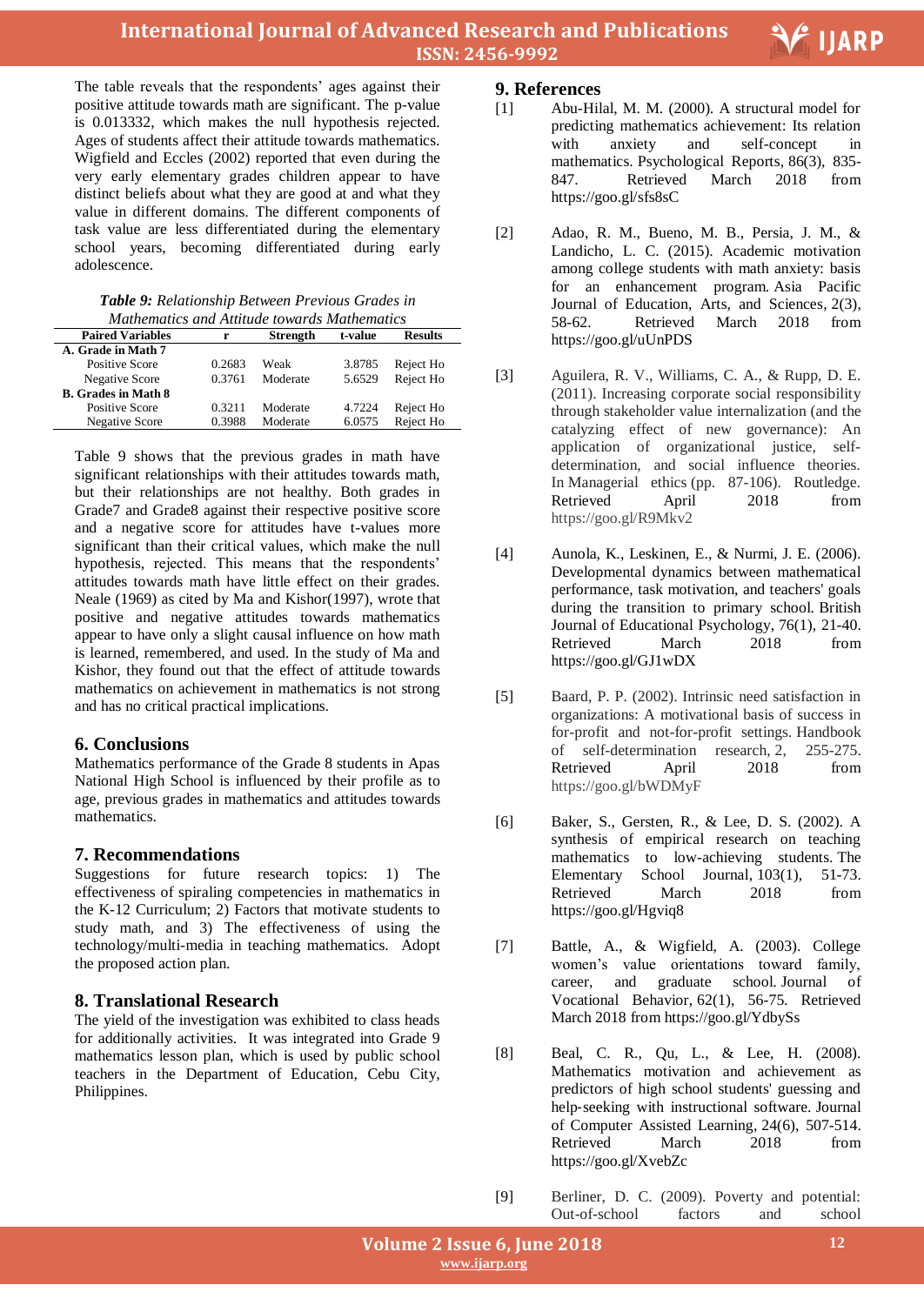The table reveals that the respondents' ages against their positive attitude towards math are significant. The p-value is 0.013332, which makes the null hypothesis rejected. Ages of students affect their attitude towards mathematics. Wigfield and Eccles (2002) reported that even during the very early elementary grades children appear to have distinct beliefs about what they are good at and what they value in different domains. The different components of task value are less differentiated during the elementary school years, becoming differentiated during early adolescence.

***Table 9:** Relationship Between Previous Grades in Mathematics and Attitude towards Mathematics*

| Paired Variables | r | Strength | t-value | Results |
|---|---|---|---|---|
| **A. Grade in Math 7** | | | | |
| Positive Score | 0.2683 | Weak | 3.8785 | Reject Ho |
| Negative Score | 0.3761 | Moderate | 5.6529 | Reject Ho |
| **B. Grades in Math 8** | | | | |
| Positive Score | 0.3211 | Moderate | 4.7224 | Reject Ho |
| Negative Score | 0.3988 | Moderate | 6.0575 | Reject Ho |

Table 9 shows that the previous grades in math have significant relationships with their attitudes towards math, but their relationships are not healthy. Both grades in Grade7 and Grade8 against their respective positive score and a negative score for attitudes have t-values more significant than their critical values, which make the null hypothesis, rejected. This means that the respondents' attitudes towards math have little effect on their grades. Neale (1969) as cited by Ma and Kishor(1997), wrote that positive and negative attitudes towards mathematics appear to have only a slight causal influence on how math is learned, remembered, and used. In the study of Ma and Kishor, they found out that the effect of attitude towards mathematics on achievement in mathematics is not strong and has no critical practical implications.

## 6. Conclusions

Mathematics performance of the Grade 8 students in Apas National High School is influenced by their profile as to age, previous grades in mathematics and attitudes towards mathematics.

## 7. Recommendations

Suggestions for future research topics: 1) The effectiveness of spiraling competencies in mathematics in the K-12 Curriculum; 2) Factors that motivate students to study math, and 3) The effectiveness of using the technology/multi-media in teaching mathematics. Adopt the proposed action plan.

## 8. Translational Research

The yield of the investigation was exhibited to class heads for additionally activities. It was integrated into Grade 9 mathematics lesson plan, which is used by public school teachers in the Department of Education, Cebu City, Philippines.

## 9. References

[1] Abu-Hilal, M. M. (2000). A structural model for predicting mathematics achievement: Its relation with anxiety and self-concept in mathematics. Psychological Reports, 86(3), 835-847. Retrieved March 2018 from https://goo.gl/sfs8sC

[2] Adao, R. M., Bueno, M. B., Persia, J. M., & Landicho, L. C. (2015). Academic motivation among college students with math anxiety: basis for an enhancement program. Asia Pacific Journal of Education, Arts, and Sciences, 2(3), 58-62. Retrieved March 2018 from https://goo.gl/uUnPDS

[3] Aguilera, R. V., Williams, C. A., & Rupp, D. E. (2011). Increasing corporate social responsibility through stakeholder value internalization (and the catalyzing effect of new governance): An application of organizational justice, self-determination, and social influence theories. In Managerial ethics (pp. 87-106). Routledge. Retrieved April 2018 from https://goo.gl/R9Mkv2

[4] Aunola, K., Leskinen, E., & Nurmi, J. E. (2006). Developmental dynamics between mathematical performance, task motivation, and teachers' goals during the transition to primary school. British Journal of Educational Psychology, 76(1), 21-40. Retrieved March 2018 from https://goo.gl/GJ1wDX

[5] Baard, P. P. (2002). Intrinsic need satisfaction in organizations: A motivational basis of success in for-profit and not-for-profit settings. Handbook of self-determination research, 2, 255-275. Retrieved April 2018 from https://goo.gl/bWDMyF

[6] Baker, S., Gersten, R., & Lee, D. S. (2002). A synthesis of empirical research on teaching mathematics to low-achieving students. The Elementary School Journal, 103(1), 51-73. Retrieved March 2018 from https://goo.gl/Hgviq8

[7] Battle, A., & Wigfield, A. (2003). College women's value orientations toward family, career, and graduate school. Journal of Vocational Behavior, 62(1), 56-75. Retrieved March 2018 from https://goo.gl/YdbySs

[8] Beal, C. R., Qu, L., & Lee, H. (2008). Mathematics motivation and achievement as predictors of high school students' guessing and help-seeking with instructional software. Journal of Computer Assisted Learning, 24(6), 507-514. Retrieved March 2018 from https://goo.gl/XvebZc

[9] Berliner, D. C. (2009). Poverty and potential: Out-of-school factors and school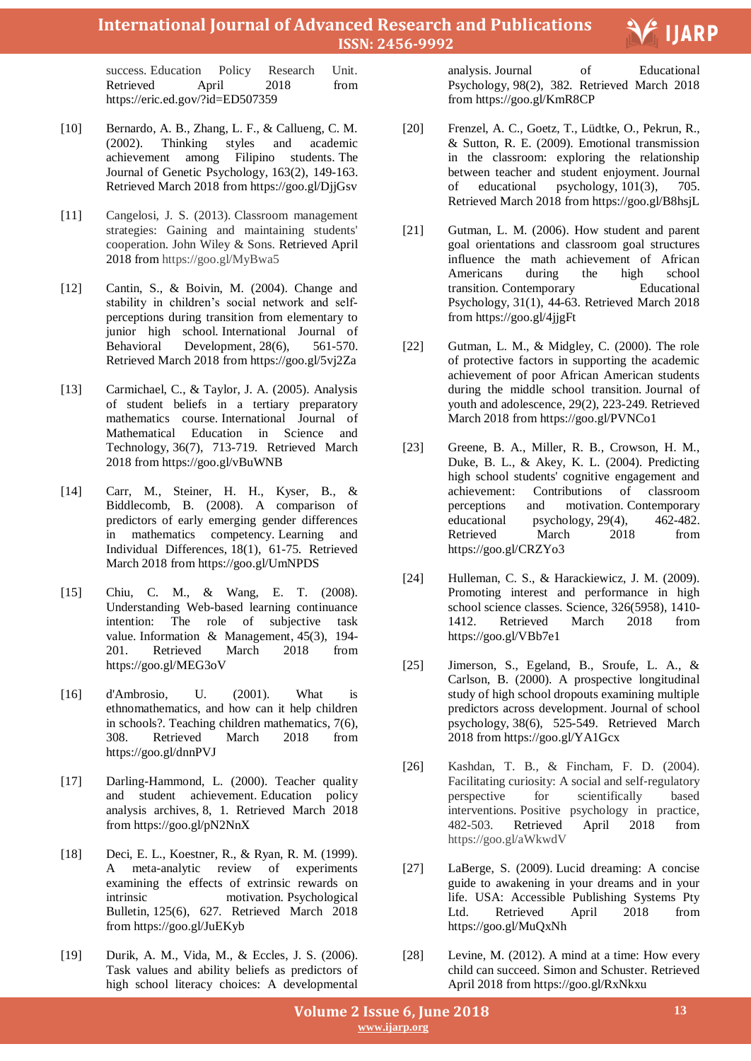success. Education Policy Research Unit. Retrieved April 2018 from https://eric.ed.gov/?id=ED507359

[10] Bernardo, A. B., Zhang, L. F., & Callueng, C. M. (2002). Thinking styles and academic achievement among Filipino students. The Journal of Genetic Psychology, 163(2), 149-163. Retrieved March 2018 from https://goo.gl/DjjGsv

[11] Cangelosi, J. S. (2013). Classroom management strategies: Gaining and maintaining students' cooperation. John Wiley & Sons. Retrieved April 2018 from https://goo.gl/MyBwa5

[12] Cantin, S., & Boivin, M. (2004). Change and stability in children's social network and self-perceptions during transition from elementary to junior high school. International Journal of Behavioral Development, 28(6), 561-570. Retrieved March 2018 from https://goo.gl/5vj2Za

[13] Carmichael, C., & Taylor, J. A. (2005). Analysis of student beliefs in a tertiary preparatory mathematics course. International Journal of Mathematical Education in Science and Technology, 36(7), 713-719. Retrieved March 2018 from https://goo.gl/vBuWNB

[14] Carr, M., Steiner, H. H., Kyser, B., & Biddlecomb, B. (2008). A comparison of predictors of early emerging gender differences in mathematics competency. Learning and Individual Differences, 18(1), 61-75. Retrieved March 2018 from https://goo.gl/UmNPDS

[15] Chiu, C. M., & Wang, E. T. (2008). Understanding Web-based learning continuance intention: The role of subjective task value. Information & Management, 45(3), 194-201. Retrieved March 2018 from https://goo.gl/MEG3oV

[16] d'Ambrosio, U. (2001). What is ethnomathematics, and how can it help children in schools?. Teaching children mathematics, 7(6), 308. Retrieved March 2018 from https://goo.gl/dnnPVJ

[17] Darling-Hammond, L. (2000). Teacher quality and student achievement. Education policy analysis archives, 8, 1. Retrieved March 2018 from https://goo.gl/pN2NnX

[18] Deci, E. L., Koestner, R., & Ryan, R. M. (1999). A meta-analytic review of experiments examining the effects of extrinsic rewards on intrinsic motivation. Psychological Bulletin, 125(6), 627. Retrieved March 2018 from https://goo.gl/JuEKyb

[19] Durik, A. M., Vida, M., & Eccles, J. S. (2006). Task values and ability beliefs as predictors of high school literacy choices: A developmental analysis. Journal of Educational Psychology, 98(2), 382. Retrieved March 2018 from https://goo.gl/KmR8CP

[20] Frenzel, A. C., Goetz, T., Lüdtke, O., Pekrun, R., & Sutton, R. E. (2009). Emotional transmission in the classroom: exploring the relationship between teacher and student enjoyment. Journal of educational psychology, 101(3), 705. Retrieved March 2018 from https://goo.gl/B8hsjL

[21] Gutman, L. M. (2006). How student and parent goal orientations and classroom goal structures influence the math achievement of African Americans during the high school transition. Contemporary Educational Psychology, 31(1), 44-63. Retrieved March 2018 from https://goo.gl/4jjgFt

[22] Gutman, L. M., & Midgley, C. (2000). The role of protective factors in supporting the academic achievement of poor African American students during the middle school transition. Journal of youth and adolescence, 29(2), 223-249. Retrieved March 2018 from https://goo.gl/PVNCo1

[23] Greene, B. A., Miller, R. B., Crowson, H. M., Duke, B. L., & Akey, K. L. (2004). Predicting high school students' cognitive engagement and achievement: Contributions of classroom perceptions and motivation. Contemporary educational psychology, 29(4), 462-482. Retrieved March 2018 from https://goo.gl/CRZYo3

[24] Hulleman, C. S., & Harackiewicz, J. M. (2009). Promoting interest and performance in high school science classes. Science, 326(5958), 1410-1412. Retrieved March 2018 from https://goo.gl/VBb7e1

[25] Jimerson, S., Egeland, B., Sroufe, L. A., & Carlson, B. (2000). A prospective longitudinal study of high school dropouts examining multiple predictors across development. Journal of school psychology, 38(6), 525-549. Retrieved March 2018 from https://goo.gl/YA1Gcx

[26] Kashdan, T. B., & Fincham, F. D. (2004). Facilitating curiosity: A social and self-regulatory perspective for scientifically based interventions. Positive psychology in practice, 482-503. Retrieved April 2018 from https://goo.gl/aWkwdV

[27] LaBerge, S. (2009). Lucid dreaming: A concise guide to awakening in your dreams and in your life. USA: Accessible Publishing Systems Pty Ltd. Retrieved April 2018 from https://goo.gl/MuQxNh

[28] Levine, M. (2012). A mind at a time: How every child can succeed. Simon and Schuster. Retrieved April 2018 from https://goo.gl/RxNkxu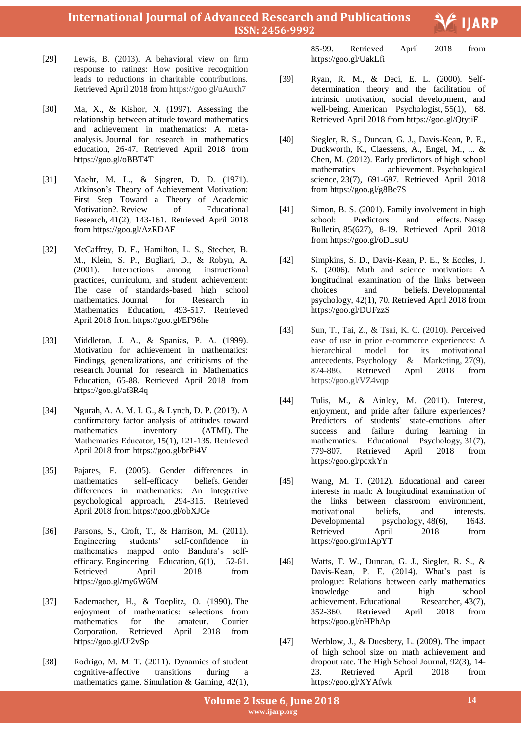[29] Lewis, B. (2013). A behavioral view on firm response to ratings: How positive recognition leads to reductions in charitable contributions. Retrieved April 2018 from https://goo.gl/uAuxh7

[30] Ma, X., & Kishor, N. (1997). Assessing the relationship between attitude toward mathematics and achievement in mathematics: A meta-analysis. Journal for research in mathematics education, 26-47. Retrieved April 2018 from https://goo.gl/oBBT4T

[31] Maehr, M. L., & Sjogren, D. D. (1971). Atkinson's Theory of Achievement Motivation: First Step Toward a Theory of Academic Motivation?. Review of Educational Research, 41(2), 143-161. Retrieved April 2018 from https://goo.gl/AzRDAF

[32] McCaffrey, D. F., Hamilton, L. S., Stecher, B. M., Klein, S. P., Bugliari, D., & Robyn, A. (2001). Interactions among instructional practices, curriculum, and student achievement: The case of standards-based high school mathematics. Journal for Research in Mathematics Education, 493-517. Retrieved April 2018 from https://goo.gl/EF96he

[33] Middleton, J. A., & Spanias, P. A. (1999). Motivation for achievement in mathematics: Findings, generalizations, and criticisms of the research. Journal for research in Mathematics Education, 65-88. Retrieved April 2018 from https://goo.gl/af8R4q

[34] Ngurah, A. A. M. I. G., & Lynch, D. P. (2013). A confirmatory factor analysis of attitudes toward mathematics inventory (ATMI). The Mathematics Educator, 15(1), 121-135. Retrieved April 2018 from https://goo.gl/brPi4V

[35] Pajares, F. (2005). Gender differences in mathematics self-efficacy beliefs. Gender differences in mathematics: An integrative psychological approach, 294-315. Retrieved April 2018 from https://goo.gl/obXJCe

[36] Parsons, S., Croft, T., & Harrison, M. (2011). Engineering students' self-confidence in mathematics mapped onto Bandura's self-efficacy. Engineering Education, 6(1), 52-61. Retrieved April 2018 from https://goo.gl/my6W6M

[37] Rademacher, H., & Toeplitz, O. (1990). The enjoyment of mathematics: selections from mathematics for the amateur. Courier Corporation. Retrieved April 2018 from https://goo.gl/Ui2vSp

[38] Rodrigo, M. M. T. (2011). Dynamics of student cognitive-affective transitions during a mathematics game. Simulation & Gaming, 42(1), 85-99. Retrieved April 2018 from https://goo.gl/UakLfi

[39] Ryan, R. M., & Deci, E. L. (2000). Self-determination theory and the facilitation of intrinsic motivation, social development, and well-being. American Psychologist, 55(1), 68. Retrieved April 2018 from https://goo.gl/QtytiF

[40] Siegler, R. S., Duncan, G. J., Davis-Kean, P. E., Duckworth, K., Claessens, A., Engel, M., ... & Chen, M. (2012). Early predictors of high school mathematics achievement. Psychological science, 23(7), 691-697. Retrieved April 2018 from https://goo.gl/g8Be7S

[41] Simon, B. S. (2001). Family involvement in high school: Predictors and effects. Nassp Bulletin, 85(627), 8-19. Retrieved April 2018 from https://goo.gl/oDLsuU

[42] Simpkins, S. D., Davis-Kean, P. E., & Eccles, J. S. (2006). Math and science motivation: A longitudinal examination of the links between choices and beliefs. Developmental psychology, 42(1), 70. Retrieved April 2018 from https://goo.gl/DUFzzS

[43] Sun, T., Tai, Z., & Tsai, K. C. (2010). Perceived ease of use in prior e-commerce experiences: A hierarchical model for its motivational antecedents. Psychology & Marketing, 27(9), 874-886. Retrieved April 2018 from https://goo.gl/VZ4vqp

[44] Tulis, M., & Ainley, M. (2011). Interest, enjoyment, and pride after failure experiences? Predictors of students' state-emotions after success and failure during learning in mathematics. Educational Psychology, 31(7), 779-807. Retrieved April 2018 from https://goo.gl/pcxkYn

[45] Wang, M. T. (2012). Educational and career interests in math: A longitudinal examination of the links between classroom environment, motivational beliefs, and interests. Developmental psychology, 48(6), 1643. Retrieved April 2018 from https://goo.gl/m1ApYT

[46] Watts, T. W., Duncan, G. J., Siegler, R. S., & Davis-Kean, P. E. (2014). What's past is prologue: Relations between early mathematics knowledge and high school achievement. Educational Researcher, 43(7), 352-360. Retrieved April 2018 from https://goo.gl/nHPhAp

[47] Werblow, J., & Duesbery, L. (2009). The impact of high school size on math achievement and dropout rate. The High School Journal, 92(3), 14-23. Retrieved April 2018 from https://goo.gl/XYAfwk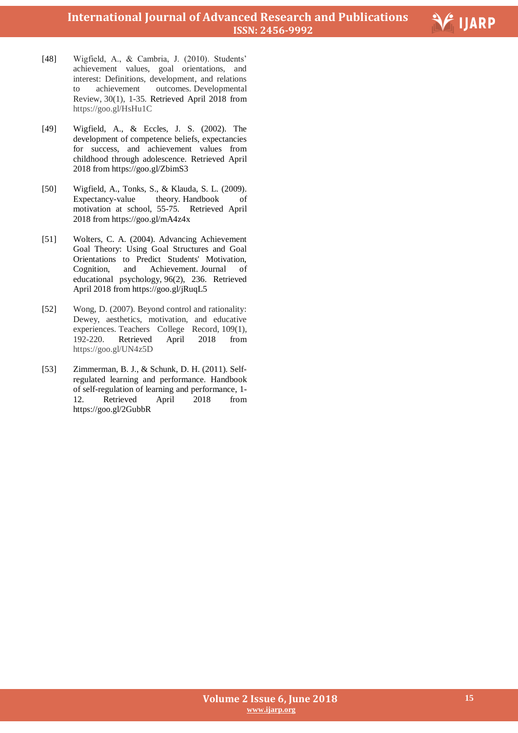[48] Wigfield, A., & Cambria, J. (2010). Students' achievement values, goal orientations, and interest: Definitions, development, and relations to achievement outcomes. Developmental Review, 30(1), 1-35. Retrieved April 2018 from https://goo.gl/HsHu1C

[49] Wigfield, A., & Eccles, J. S. (2002). The development of competence beliefs, expectancies for success, and achievement values from childhood through adolescence. Retrieved April 2018 from https://goo.gl/ZbimS3

[50] Wigfield, A., Tonks, S., & Klauda, S. L. (2009). Expectancy-value theory. Handbook of motivation at school, 55-75. Retrieved April 2018 from https://goo.gl/mA4z4x

[51] Wolters, C. A. (2004). Advancing Achievement Goal Theory: Using Goal Structures and Goal Orientations to Predict Students' Motivation, Cognition, and Achievement. Journal of educational psychology, 96(2), 236. Retrieved April 2018 from https://goo.gl/jRuqL5

[52] Wong, D. (2007). Beyond control and rationality: Dewey, aesthetics, motivation, and educative experiences. Teachers College Record, 109(1), 192-220. Retrieved April 2018 from https://goo.gl/UN4z5D

[53] Zimmerman, B. J., & Schunk, D. H. (2011). Self-regulated learning and performance. Handbook of self-regulation of learning and performance, 1-12. Retrieved April 2018 from https://goo.gl/2GubbR